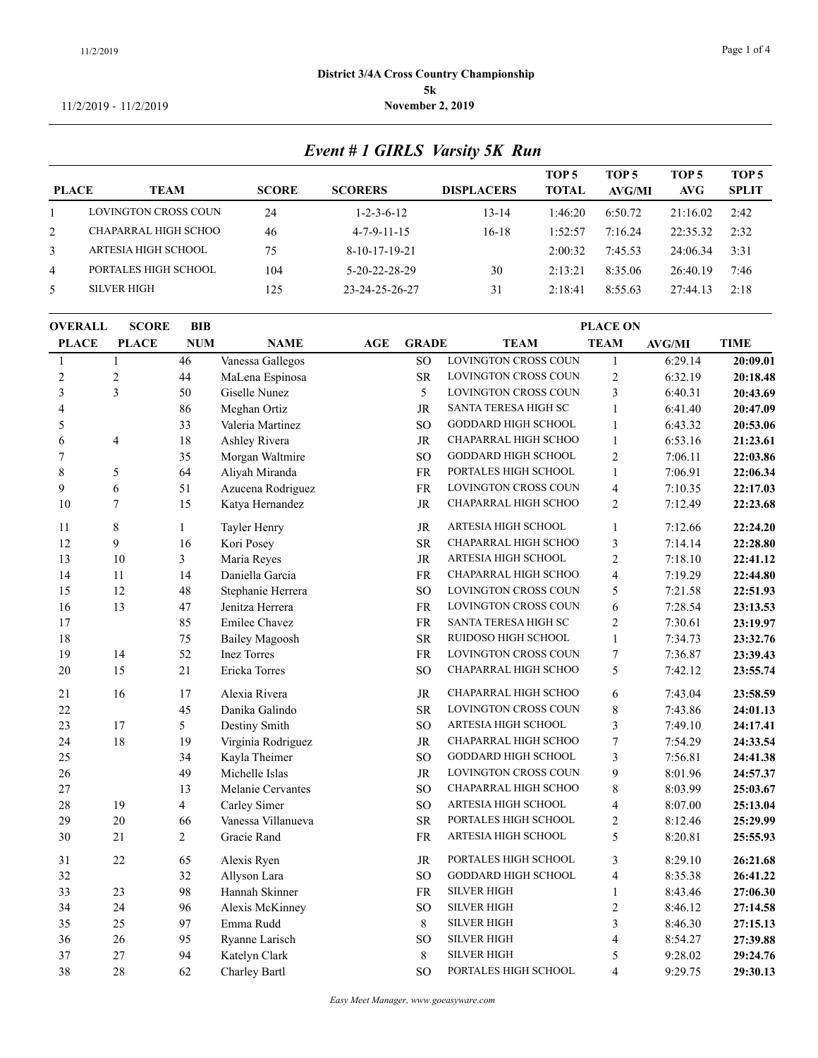11/2/2019 - 11/2/2019

**District 3/4A Cross Country Championship**
**5k**
**November 2, 2019**

## *Event # 1 GIRLS Varsity 5K Run*

| PLACE | TEAM | SCORE | SCORERS | DISPLACERS | TOP 5 TOTAL | TOP 5 AVG/MI | TOP 5 AVG | TOP 5 SPLIT |
|---|---|---|---|---|---|---|---|---|
| 1 | LOVINGTON CROSS COUN | 24 | 1-2-3-6-12 | 13-14 | 1:46:20 | 6:50.72 | 21:16.02 | 2:42 |
| 2 | CHAPARRAL HIGH SCHOO | 46 | 4-7-9-11-15 | 16-18 | 1:52:57 | 7:16.24 | 22:35.32 | 2:32 |
| 3 | ARTESIA HIGH SCHOOL | 75 | 8-10-17-19-21 | | 2:00:32 | 7:45.53 | 24:06.34 | 3:31 |
| 4 | PORTALES HIGH SCHOOL | 104 | 5-20-22-28-29 | 30 | 2:13:21 | 8:35.06 | 26:40.19 | 7:46 |
| 5 | SILVER HIGH | 125 | 23-24-25-26-27 | 31 | 2:18:41 | 8:55.63 | 27:44.13 | 2:18 |

| OVERALL PLACE | SCORE PLACE | BIB NUM | NAME | AGE | GRADE | TEAM | PLACE ON TEAM | AVG/MI | TIME |
|---|---|---|---|---|---|---|---|---|---|
| 1 | 1 | 46 | Vanessa Gallegos | | SO | LOVINGTON CROSS COUN | 1 | 6:29.14 | **20:09.01** |
| 2 | 2 | 44 | MaLena Espinosa | | SR | LOVINGTON CROSS COUN | 2 | 6:32.19 | **20:18.48** |
| 3 | 3 | 50 | Giselle Nunez | | 5 | LOVINGTON CROSS COUN | 3 | 6:40.31 | **20:43.69** |
| 4 | | 86 | Meghan Ortiz | | JR | SANTA TERESA HIGH SC | 1 | 6:41.40 | **20:47.09** |
| 5 | | 33 | Valeria Martinez | | SO | GODDARD HIGH SCHOOL | 1 | 6:43.32 | **20:53.06** |
| 6 | 4 | 18 | Ashley Rivera | | JR | CHAPARRAL HIGH SCHOO | 1 | 6:53.16 | **21:23.61** |
| 7 | | 35 | Morgan Waltmire | | SO | GODDARD HIGH SCHOOL | 2 | 7:06.11 | **22:03.86** |
| 8 | 5 | 64 | Aliyah Miranda | | FR | PORTALES HIGH SCHOOL | 1 | 7:06.91 | **22:06.34** |
| 9 | 6 | 51 | Azucena Rodriguez | | FR | LOVINGTON CROSS COUN | 4 | 7:10.35 | **22:17.03** |
| 10 | 7 | 15 | Katya Hernandez | | JR | CHAPARRAL HIGH SCHOO | 2 | 7:12.49 | **22:23.68** |
| 11 | 8 | 1 | Tayler Henry | | JR | ARTESIA HIGH SCHOOL | 1 | 7:12.66 | **22:24.20** |
| 12 | 9 | 16 | Kori Posey | | SR | CHAPARRAL HIGH SCHOO | 3 | 7:14.14 | **22:28.80** |
| 13 | 10 | 3 | Maria Reyes | | JR | ARTESIA HIGH SCHOOL | 2 | 7:18.10 | **22:41.12** |
| 14 | 11 | 14 | Daniella Garcia | | FR | CHAPARRAL HIGH SCHOO | 4 | 7:19.29 | **22:44.80** |
| 15 | 12 | 48 | Stephanie Herrera | | SO | LOVINGTON CROSS COUN | 5 | 7:21.58 | **22:51.93** |
| 16 | 13 | 47 | Jenitza Herrera | | FR | LOVINGTON CROSS COUN | 6 | 7:28.54 | **23:13.53** |
| 17 | | 85 | Emilee Chavez | | FR | SANTA TERESA HIGH SC | 2 | 7:30.61 | **23:19.97** |
| 18 | | 75 | Bailey Magoosh | | SR | RUIDOSO HIGH SCHOOL | 1 | 7:34.73 | **23:32.76** |
| 19 | 14 | 52 | Inez Torres | | FR | LOVINGTON CROSS COUN | 7 | 7:36.87 | **23:39.43** |
| 20 | 15 | 21 | Ericka Torres | | SO | CHAPARRAL HIGH SCHOO | 5 | 7:42.12 | **23:55.74** |
| 21 | 16 | 17 | Alexia Rivera | | JR | CHAPARRAL HIGH SCHOO | 6 | 7:43.04 | **23:58.59** |
| 22 | | 45 | Danika Galindo | | SR | LOVINGTON CROSS COUN | 8 | 7:43.86 | **24:01.13** |
| 23 | 17 | 5 | Destiny Smith | | SO | ARTESIA HIGH SCHOOL | 3 | 7:49.10 | **24:17.41** |
| 24 | 18 | 19 | Virginia Rodriguez | | JR | CHAPARRAL HIGH SCHOO | 7 | 7:54.29 | **24:33.54** |
| 25 | | 34 | Kayla Theimer | | SO | GODDARD HIGH SCHOOL | 3 | 7:56.81 | **24:41.38** |
| 26 | | 49 | Michelle Islas | | JR | LOVINGTON CROSS COUN | 9 | 8:01.96 | **24:57.37** |
| 27 | | 13 | Melanie Cervantes | | SO | CHAPARRAL HIGH SCHOO | 8 | 8:03.99 | **25:03.67** |
| 28 | 19 | 4 | Carley Simer | | SO | ARTESIA HIGH SCHOOL | 4 | 8:07.00 | **25:13.04** |
| 29 | 20 | 66 | Vanessa Villanueva | | SR | PORTALES HIGH SCHOOL | 2 | 8:12.46 | **25:29.99** |
| 30 | 21 | 2 | Gracie Rand | | FR | ARTESIA HIGH SCHOOL | 5 | 8:20.81 | **25:55.93** |
| 31 | 22 | 65 | Alexis Ryen | | JR | PORTALES HIGH SCHOOL | 3 | 8:29.10 | **26:21.68** |
| 32 | | 32 | Allyson Lara | | SO | GODDARD HIGH SCHOOL | 4 | 8:35.38 | **26:41.22** |
| 33 | 23 | 98 | Hannah Skinner | | FR | SILVER HIGH | 1 | 8:43.46 | **27:06.30** |
| 34 | 24 | 96 | Alexis McKinney | | SO | SILVER HIGH | 2 | 8:46.12 | **27:14.58** |
| 35 | 25 | 97 | Emma Rudd | | 8 | SILVER HIGH | 3 | 8:46.30 | **27:15.13** |
| 36 | 26 | 95 | Ryanne Larisch | | SO | SILVER HIGH | 4 | 8:54.27 | **27:39.88** |
| 37 | 27 | 94 | Katelyn Clark | | 8 | SILVER HIGH | 5 | 9:28.02 | **29:24.76** |
| 38 | 28 | 62 | Charley Bartl | | SO | PORTALES HIGH SCHOOL | 4 | 9:29.75 | **29:30.13** |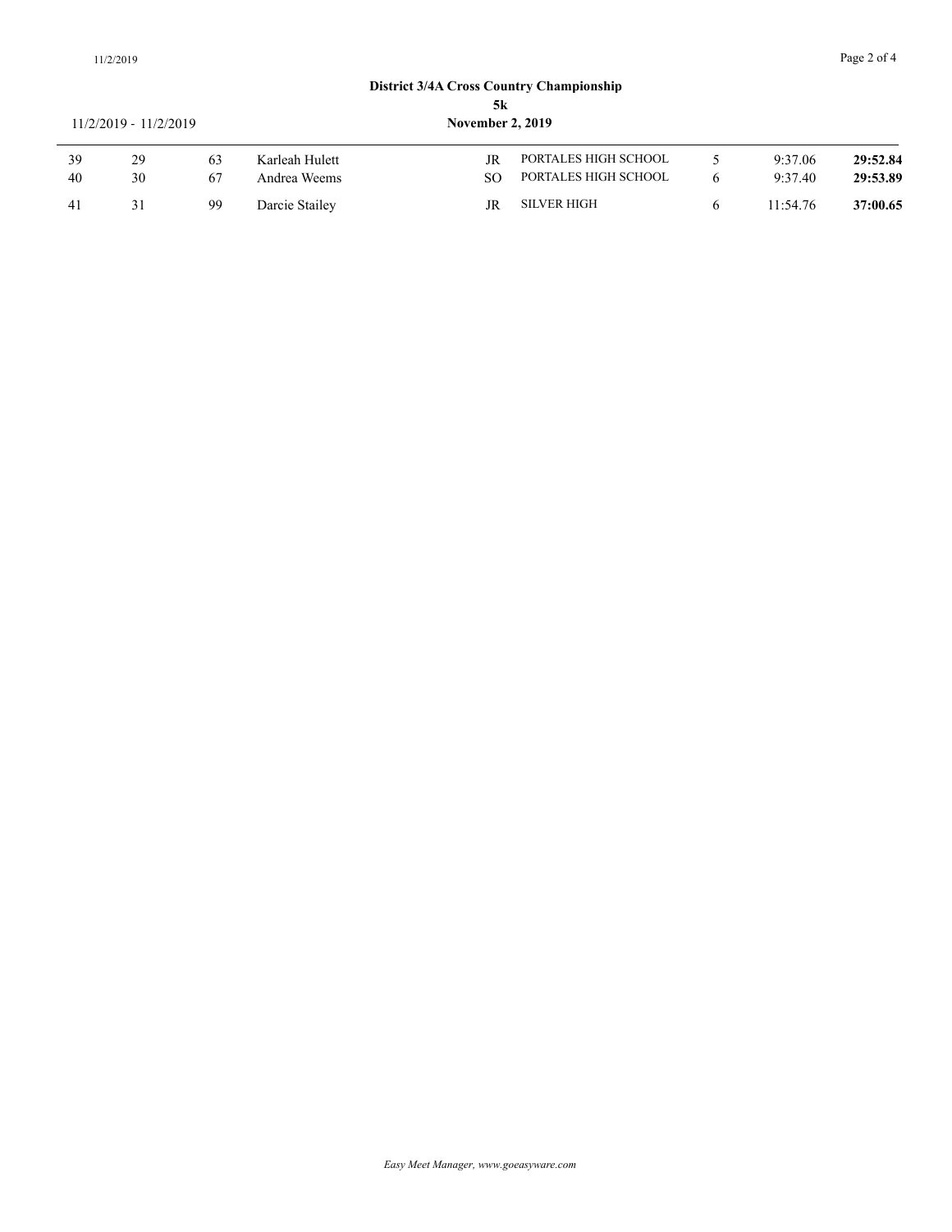**District 3/4A Cross Country Championship**
**5k**
**November 2, 2019**

11/2/2019 - 11/2/2019

| | | | | | | | | |
|---|---|---|---|---|---|---|---|---|
| 39 | 29 | 63 | Karleah Hulett | JR | PORTALES HIGH SCHOOL | 5 | 9:37.06 | **29:52.84** |
| 40 | 30 | 67 | Andrea Weems | SO | PORTALES HIGH SCHOOL | 6 | 9:37.40 | **29:53.89** |
| 41 | 31 | 99 | Darcie Stailey | JR | SILVER HIGH | 6 | 11:54.76 | **37:00.65** |

*Easy Meet Manager, www.goeasyware.com*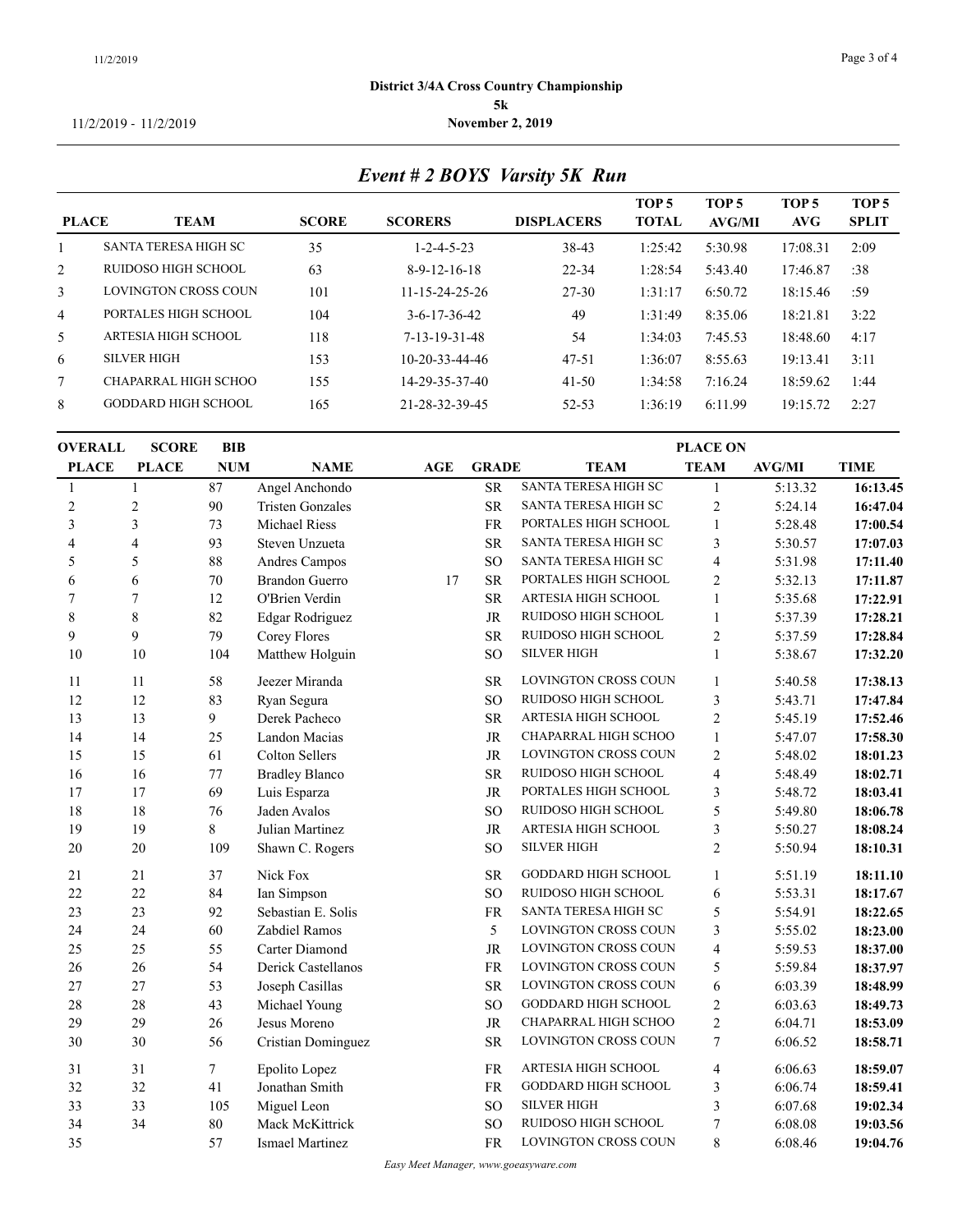**District 3/4A Cross Country Championship**
**5k**
**November 2, 2019**

11/2/2019 - 11/2/2019

## *Event # 2 BOYS Varsity 5K Run*

| PLACE | TEAM | SCORE | SCORERS | DISPLACERS | TOP 5 TOTAL | TOP 5 AVG/MI | TOP 5 AVG | TOP 5 SPLIT |
|---|---|---|---|---|---|---|---|---|
| 1 | SANTA TERESA HIGH SC | 35 | 1-2-4-5-23 | 38-43 | 1:25:42 | 5:30.98 | 17:08.31 | 2:09 |
| 2 | RUIDOSO HIGH SCHOOL | 63 | 8-9-12-16-18 | 22-34 | 1:28:54 | 5:43.40 | 17:46.87 | :38 |
| 3 | LOVINGTON CROSS COUN | 101 | 11-15-24-25-26 | 27-30 | 1:31:17 | 6:50.72 | 18:15.46 | :59 |
| 4 | PORTALES HIGH SCHOOL | 104 | 3-6-17-36-42 | 49 | 1:31:49 | 8:35.06 | 18:21.81 | 3:22 |
| 5 | ARTESIA HIGH SCHOOL | 118 | 7-13-19-31-48 | 54 | 1:34:03 | 7:45.53 | 18:48.60 | 4:17 |
| 6 | SILVER HIGH | 153 | 10-20-33-44-46 | 47-51 | 1:36:07 | 8:55.63 | 19:13.41 | 3:11 |
| 7 | CHAPARRAL HIGH SCHOO | 155 | 14-29-35-37-40 | 41-50 | 1:34:58 | 7:16.24 | 18:59.62 | 1:44 |
| 8 | GODDARD HIGH SCHOOL | 165 | 21-28-32-39-45 | 52-53 | 1:36:19 | 6:11.99 | 19:15.72 | 2:27 |

| OVERALL PLACE | SCORE PLACE | BIB NUM | NAME | AGE | GRADE | TEAM | PLACE ON TEAM | AVG/MI | TIME |
|---|---|---|---|---|---|---|---|---|---|
| 1 | 1 | 87 | Angel Anchondo | | SR | SANTA TERESA HIGH SC | 1 | 5:13.32 | **16:13.45** |
| 2 | 2 | 90 | Tristen Gonzales | | SR | SANTA TERESA HIGH SC | 2 | 5:24.14 | **16:47.04** |
| 3 | 3 | 73 | Michael Riess | | FR | PORTALES HIGH SCHOOL | 1 | 5:28.48 | **17:00.54** |
| 4 | 4 | 93 | Steven Unzueta | | SR | SANTA TERESA HIGH SC | 3 | 5:30.57 | **17:07.03** |
| 5 | 5 | 88 | Andres Campos | | SO | SANTA TERESA HIGH SC | 4 | 5:31.98 | **17:11.40** |
| 6 | 6 | 70 | Brandon Guerro | 17 | SR | PORTALES HIGH SCHOOL | 2 | 5:32.13 | **17:11.87** |
| 7 | 7 | 12 | O'Brien Verdin | | SR | ARTESIA HIGH SCHOOL | 1 | 5:35.68 | **17:22.91** |
| 8 | 8 | 82 | Edgar Rodriguez | | JR | RUIDOSO HIGH SCHOOL | 1 | 5:37.39 | **17:28.21** |
| 9 | 9 | 79 | Corey Flores | | SR | RUIDOSO HIGH SCHOOL | 2 | 5:37.59 | **17:28.84** |
| 10 | 10 | 104 | Matthew Holguin | | SO | SILVER HIGH | 1 | 5:38.67 | **17:32.20** |
| 11 | 11 | 58 | Jeezer Miranda | | SR | LOVINGTON CROSS COUN | 1 | 5:40.58 | **17:38.13** |
| 12 | 12 | 83 | Ryan Segura | | SO | RUIDOSO HIGH SCHOOL | 3 | 5:43.71 | **17:47.84** |
| 13 | 13 | 9 | Derek Pacheco | | SR | ARTESIA HIGH SCHOOL | 2 | 5:45.19 | **17:52.46** |
| 14 | 14 | 25 | Landon Macias | | JR | CHAPARRAL HIGH SCHOO | 1 | 5:47.07 | **17:58.30** |
| 15 | 15 | 61 | Colton Sellers | | JR | LOVINGTON CROSS COUN | 2 | 5:48.02 | **18:01.23** |
| 16 | 16 | 77 | Bradley Blanco | | SR | RUIDOSO HIGH SCHOOL | 4 | 5:48.49 | **18:02.71** |
| 17 | 17 | 69 | Luis Esparza | | JR | PORTALES HIGH SCHOOL | 3 | 5:48.72 | **18:03.41** |
| 18 | 18 | 76 | Jaden Avalos | | SO | RUIDOSO HIGH SCHOOL | 5 | 5:49.80 | **18:06.78** |
| 19 | 19 | 8 | Julian Martinez | | JR | ARTESIA HIGH SCHOOL | 3 | 5:50.27 | **18:08.24** |
| 20 | 20 | 109 | Shawn C. Rogers | | SO | SILVER HIGH | 2 | 5:50.94 | **18:10.31** |
| 21 | 21 | 37 | Nick Fox | | SR | GODDARD HIGH SCHOOL | 1 | 5:51.19 | **18:11.10** |
| 22 | 22 | 84 | Ian Simpson | | SO | RUIDOSO HIGH SCHOOL | 6 | 5:53.31 | **18:17.67** |
| 23 | 23 | 92 | Sebastian E. Solis | | FR | SANTA TERESA HIGH SC | 5 | 5:54.91 | **18:22.65** |
| 24 | 24 | 60 | Zabdiel Ramos | | 5 | LOVINGTON CROSS COUN | 3 | 5:55.02 | **18:23.00** |
| 25 | 25 | 55 | Carter Diamond | | JR | LOVINGTON CROSS COUN | 4 | 5:59.53 | **18:37.00** |
| 26 | 26 | 54 | Derick Castellanos | | FR | LOVINGTON CROSS COUN | 5 | 5:59.84 | **18:37.97** |
| 27 | 27 | 53 | Joseph Casillas | | SR | LOVINGTON CROSS COUN | 6 | 6:03.39 | **18:48.99** |
| 28 | 28 | 43 | Michael Young | | SO | GODDARD HIGH SCHOOL | 2 | 6:03.63 | **18:49.73** |
| 29 | 29 | 26 | Jesus Moreno | | JR | CHAPARRAL HIGH SCHOO | 2 | 6:04.71 | **18:53.09** |
| 30 | 30 | 56 | Cristian Dominguez | | SR | LOVINGTON CROSS COUN | 7 | 6:06.52 | **18:58.71** |
| 31 | 31 | 7 | Epolito Lopez | | FR | ARTESIA HIGH SCHOOL | 4 | 6:06.63 | **18:59.07** |
| 32 | 32 | 41 | Jonathan Smith | | FR | GODDARD HIGH SCHOOL | 3 | 6:06.74 | **18:59.41** |
| 33 | 33 | 105 | Miguel Leon | | SO | SILVER HIGH | 3 | 6:07.68 | **19:02.34** |
| 34 | 34 | 80 | Mack McKittrick | | SO | RUIDOSO HIGH SCHOOL | 7 | 6:08.08 | **19:03.56** |
| 35 | | 57 | Ismael Martinez | | FR | LOVINGTON CROSS COUN | 8 | 6:08.46 | **19:04.76** |

*Easy Meet Manager, www.goeasyware.com*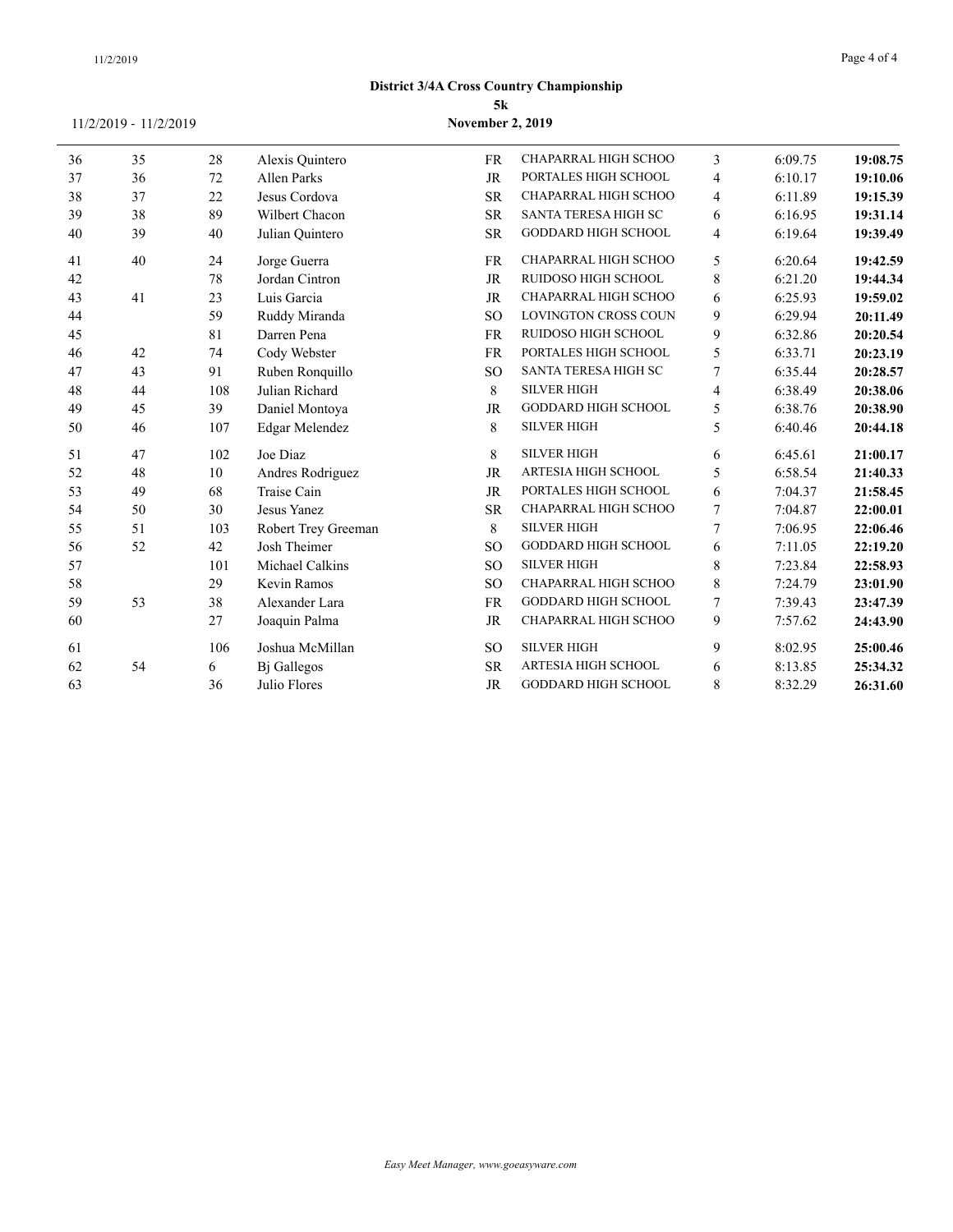**District 3/4A Cross Country Championship**

**5k**

11/2/2019 - 11/2/2019 **November 2, 2019**

| | | | | | | | | |
|---|---|---|---|---|---|---|---|---|
| 36 | 35 | 28 | Alexis Quintero | FR | CHAPARRAL HIGH SCHOO | 3 | 6:09.75 | **19:08.75** |
| 37 | 36 | 72 | Allen Parks | JR | PORTALES HIGH SCHOOL | 4 | 6:10.17 | **19:10.06** |
| 38 | 37 | 22 | Jesus Cordova | SR | CHAPARRAL HIGH SCHOO | 4 | 6:11.89 | **19:15.39** |
| 39 | 38 | 89 | Wilbert Chacon | SR | SANTA TERESA HIGH SC | 6 | 6:16.95 | **19:31.14** |
| 40 | 39 | 40 | Julian Quintero | SR | GODDARD HIGH SCHOOL | 4 | 6:19.64 | **19:39.49** |
| 41 | 40 | 24 | Jorge Guerra | FR | CHAPARRAL HIGH SCHOO | 5 | 6:20.64 | **19:42.59** |
| 42 | | 78 | Jordan Cintron | JR | RUIDOSO HIGH SCHOOL | 8 | 6:21.20 | **19:44.34** |
| 43 | 41 | 23 | Luis Garcia | JR | CHAPARRAL HIGH SCHOO | 6 | 6:25.93 | **19:59.02** |
| 44 | | 59 | Ruddy Miranda | SO | LOVINGTON CROSS COUN | 9 | 6:29.94 | **20:11.49** |
| 45 | | 81 | Darren Pena | FR | RUIDOSO HIGH SCHOOL | 9 | 6:32.86 | **20:20.54** |
| 46 | 42 | 74 | Cody Webster | FR | PORTALES HIGH SCHOOL | 5 | 6:33.71 | **20:23.19** |
| 47 | 43 | 91 | Ruben Ronquillo | SO | SANTA TERESA HIGH SC | 7 | 6:35.44 | **20:28.57** |
| 48 | 44 | 108 | Julian Richard | 8 | SILVER HIGH | 4 | 6:38.49 | **20:38.06** |
| 49 | 45 | 39 | Daniel Montoya | JR | GODDARD HIGH SCHOOL | 5 | 6:38.76 | **20:38.90** |
| 50 | 46 | 107 | Edgar Melendez | 8 | SILVER HIGH | 5 | 6:40.46 | **20:44.18** |
| 51 | 47 | 102 | Joe Diaz | 8 | SILVER HIGH | 6 | 6:45.61 | **21:00.17** |
| 52 | 48 | 10 | Andres Rodriguez | JR | ARTESIA HIGH SCHOOL | 5 | 6:58.54 | **21:40.33** |
| 53 | 49 | 68 | Traise Cain | JR | PORTALES HIGH SCHOOL | 6 | 7:04.37 | **21:58.45** |
| 54 | 50 | 30 | Jesus Yanez | SR | CHAPARRAL HIGH SCHOO | 7 | 7:04.87 | **22:00.01** |
| 55 | 51 | 103 | Robert Trey Greeman | 8 | SILVER HIGH | 7 | 7:06.95 | **22:06.46** |
| 56 | 52 | 42 | Josh Theimer | SO | GODDARD HIGH SCHOOL | 6 | 7:11.05 | **22:19.20** |
| 57 | | 101 | Michael Calkins | SO | SILVER HIGH | 8 | 7:23.84 | **22:58.93** |
| 58 | | 29 | Kevin Ramos | SO | CHAPARRAL HIGH SCHOO | 8 | 7:24.79 | **23:01.90** |
| 59 | 53 | 38 | Alexander Lara | FR | GODDARD HIGH SCHOOL | 7 | 7:39.43 | **23:47.39** |
| 60 | | 27 | Joaquin Palma | JR | CHAPARRAL HIGH SCHOO | 9 | 7:57.62 | **24:43.90** |
| 61 | | 106 | Joshua McMillan | SO | SILVER HIGH | 9 | 8:02.95 | **25:00.46** |
| 62 | 54 | 6 | Bj Gallegos | SR | ARTESIA HIGH SCHOOL | 6 | 8:13.85 | **25:34.32** |
| 63 | | 36 | Julio Flores | JR | GODDARD HIGH SCHOOL | 8 | 8:32.29 | **26:31.60** |

*Easy Meet Manager, www.goeasyware.com*